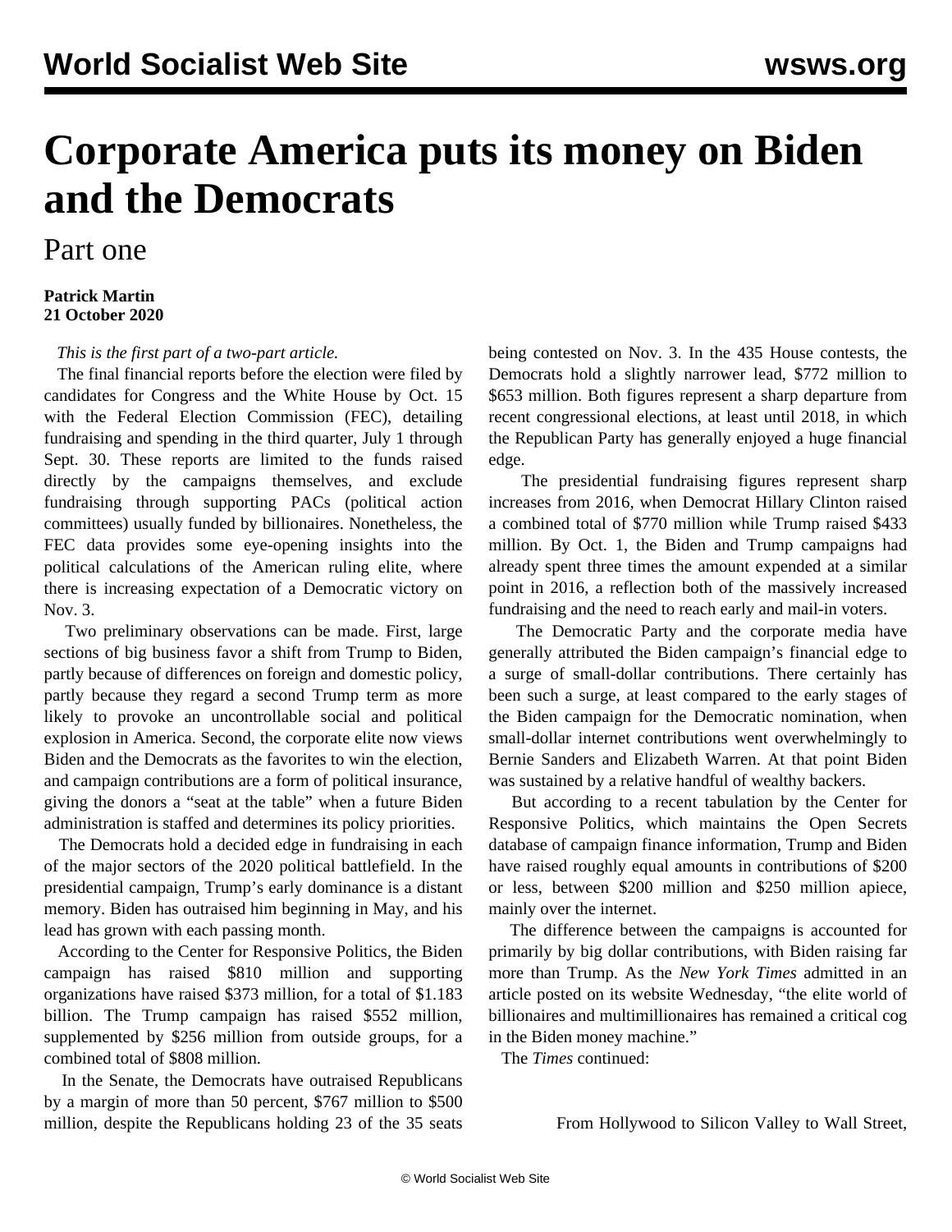# Corporate America puts its money on Biden and the Democrats

## Part one

**Patrick Martin**
**21 October 2020**

*This is the first part of a two-part article.*

The final financial reports before the election were filed by candidates for Congress and the White House by Oct. 15 with the Federal Election Commission (FEC), detailing fundraising and spending in the third quarter, July 1 through Sept. 30. These reports are limited to the funds raised directly by the campaigns themselves, and exclude fundraising through supporting PACs (political action committees) usually funded by billionaires. Nonetheless, the FEC data provides some eye-opening insights into the political calculations of the American ruling elite, where there is increasing expectation of a Democratic victory on Nov. 3.

Two preliminary observations can be made. First, large sections of big business favor a shift from Trump to Biden, partly because of differences on foreign and domestic policy, partly because they regard a second Trump term as more likely to provoke an uncontrollable social and political explosion in America. Second, the corporate elite now views Biden and the Democrats as the favorites to win the election, and campaign contributions are a form of political insurance, giving the donors a "seat at the table" when a future Biden administration is staffed and determines its policy priorities.

The Democrats hold a decided edge in fundraising in each of the major sectors of the 2020 political battlefield. In the presidential campaign, Trump's early dominance is a distant memory. Biden has outraised him beginning in May, and his lead has grown with each passing month.

According to the Center for Responsive Politics, the Biden campaign has raised $810 million and supporting organizations have raised $373 million, for a total of $1.183 billion. The Trump campaign has raised $552 million, supplemented by $256 million from outside groups, for a combined total of $808 million.

In the Senate, the Democrats have outraised Republicans by a margin of more than 50 percent, $767 million to $500 million, despite the Republicans holding 23 of the 35 seats being contested on Nov. 3. In the 435 House contests, the Democrats hold a slightly narrower lead, $772 million to $653 million. Both figures represent a sharp departure from recent congressional elections, at least until 2018, in which the Republican Party has generally enjoyed a huge financial edge.

The presidential fundraising figures represent sharp increases from 2016, when Democrat Hillary Clinton raised a combined total of $770 million while Trump raised $433 million. By Oct. 1, the Biden and Trump campaigns had already spent three times the amount expended at a similar point in 2016, a reflection both of the massively increased fundraising and the need to reach early and mail-in voters.

The Democratic Party and the corporate media have generally attributed the Biden campaign's financial edge to a surge of small-dollar contributions. There certainly has been such a surge, at least compared to the early stages of the Biden campaign for the Democratic nomination, when small-dollar internet contributions went overwhelmingly to Bernie Sanders and Elizabeth Warren. At that point Biden was sustained by a relative handful of wealthy backers.

But according to a recent tabulation by the Center for Responsive Politics, which maintains the Open Secrets database of campaign finance information, Trump and Biden have raised roughly equal amounts in contributions of $200 or less, between $200 million and $250 million apiece, mainly over the internet.

The difference between the campaigns is accounted for primarily by big dollar contributions, with Biden raising far more than Trump. As the *New York Times* admitted in an article posted on its website Wednesday, "the elite world of billionaires and multimillionaires has remained a critical cog in the Biden money machine."

The *Times* continued:

> From Hollywood to Silicon Valley to Wall Street,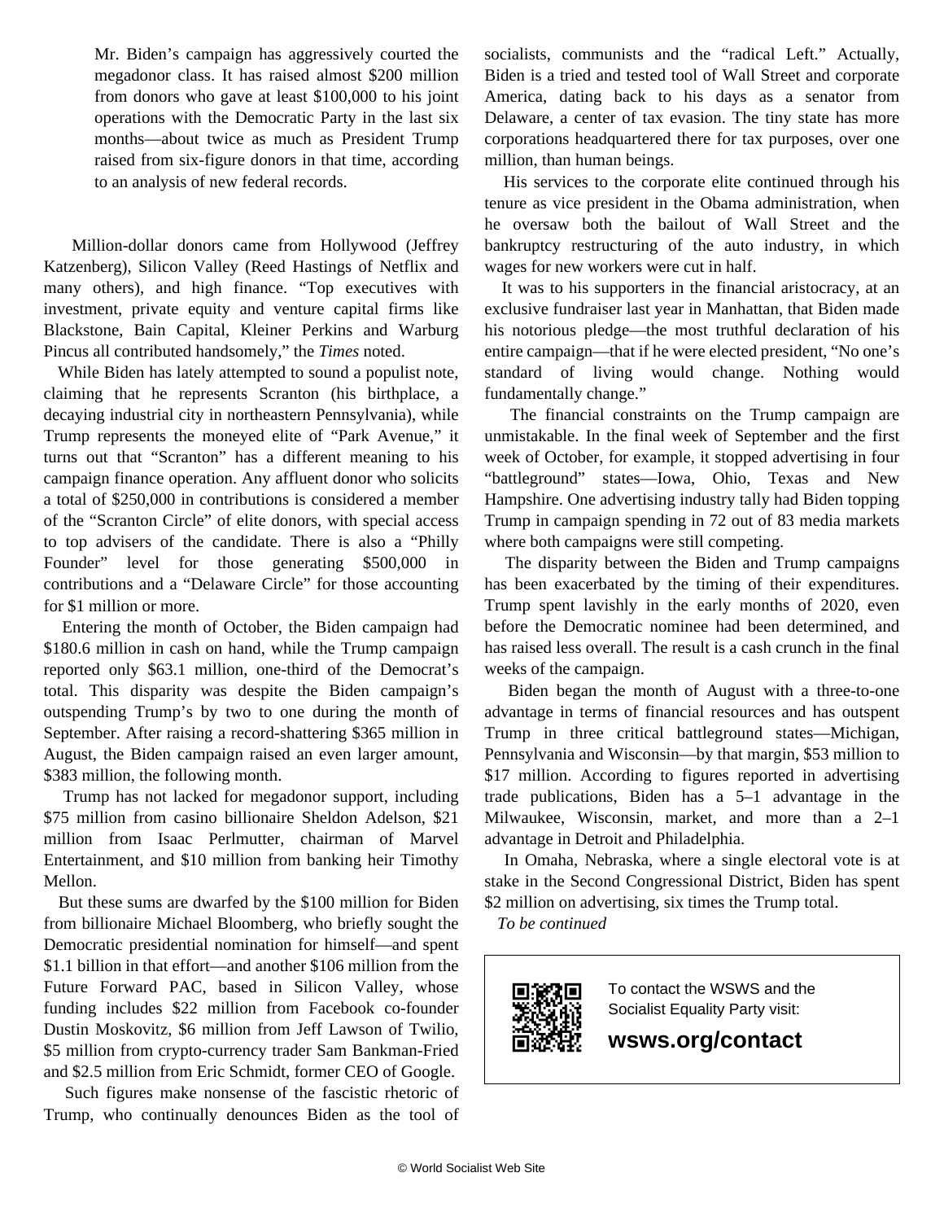> Mr. Biden's campaign has aggressively courted the megadonor class. It has raised almost $200 million from donors who gave at least $100,000 to his joint operations with the Democratic Party in the last six months—about twice as much as President Trump raised from six-figure donors in that time, according to an analysis of new federal records.

Million-dollar donors came from Hollywood (Jeffrey Katzenberg), Silicon Valley (Reed Hastings of Netflix and many others), and high finance. "Top executives with investment, private equity and venture capital firms like Blackstone, Bain Capital, Kleiner Perkins and Warburg Pincus all contributed handsomely," the *Times* noted.

While Biden has lately attempted to sound a populist note, claiming that he represents Scranton (his birthplace, a decaying industrial city in northeastern Pennsylvania), while Trump represents the moneyed elite of "Park Avenue," it turns out that "Scranton" has a different meaning to his campaign finance operation. Any affluent donor who solicits a total of $250,000 in contributions is considered a member of the "Scranton Circle" of elite donors, with special access to top advisers of the candidate. There is also a "Philly Founder" level for those generating $500,000 in contributions and a "Delaware Circle" for those accounting for $1 million or more.

Entering the month of October, the Biden campaign had $180.6 million in cash on hand, while the Trump campaign reported only $63.1 million, one-third of the Democrat's total. This disparity was despite the Biden campaign's outspending Trump's by two to one during the month of September. After raising a record-shattering $365 million in August, the Biden campaign raised an even larger amount, $383 million, the following month.

Trump has not lacked for megadonor support, including $75 million from casino billionaire Sheldon Adelson, $21 million from Isaac Perlmutter, chairman of Marvel Entertainment, and $10 million from banking heir Timothy Mellon.

But these sums are dwarfed by the $100 million for Biden from billionaire Michael Bloomberg, who briefly sought the Democratic presidential nomination for himself—and spent $1.1 billion in that effort—and another $106 million from the Future Forward PAC, based in Silicon Valley, whose funding includes $22 million from Facebook co-founder Dustin Moskovitz, $6 million from Jeff Lawson of Twilio, $5 million from crypto-currency trader Sam Bankman-Fried and $2.5 million from Eric Schmidt, former CEO of Google.

Such figures make nonsense of the fascistic rhetoric of Trump, who continually denounces Biden as the tool of socialists, communists and the "radical Left." Actually, Biden is a tried and tested tool of Wall Street and corporate America, dating back to his days as a senator from Delaware, a center of tax evasion. The tiny state has more corporations headquartered there for tax purposes, over one million, than human beings.

His services to the corporate elite continued through his tenure as vice president in the Obama administration, when he oversaw both the bailout of Wall Street and the bankruptcy restructuring of the auto industry, in which wages for new workers were cut in half.

It was to his supporters in the financial aristocracy, at an exclusive fundraiser last year in Manhattan, that Biden made his notorious pledge—the most truthful declaration of his entire campaign—that if he were elected president, "No one's standard of living would change. Nothing would fundamentally change."

The financial constraints on the Trump campaign are unmistakable. In the final week of September and the first week of October, for example, it stopped advertising in four "battleground" states—Iowa, Ohio, Texas and New Hampshire. One advertising industry tally had Biden topping Trump in campaign spending in 72 out of 83 media markets where both campaigns were still competing.

The disparity between the Biden and Trump campaigns has been exacerbated by the timing of their expenditures. Trump spent lavishly in the early months of 2020, even before the Democratic nominee had been determined, and has raised less overall. The result is a cash crunch in the final weeks of the campaign.

Biden began the month of August with a three-to-one advantage in terms of financial resources and has outspent Trump in three critical battleground states—Michigan, Pennsylvania and Wisconsin—by that margin, $53 million to $17 million. According to figures reported in advertising trade publications, Biden has a 5–1 advantage in the Milwaukee, Wisconsin, market, and more than a 2–1 advantage in Detroit and Philadelphia.

In Omaha, Nebraska, where a single electoral vote is at stake in the Second Congressional District, Biden has spent $2 million on advertising, six times the Trump total.

*To be continued*

To contact the WSWS and the Socialist Equality Party visit:

**wsws.org/contact**